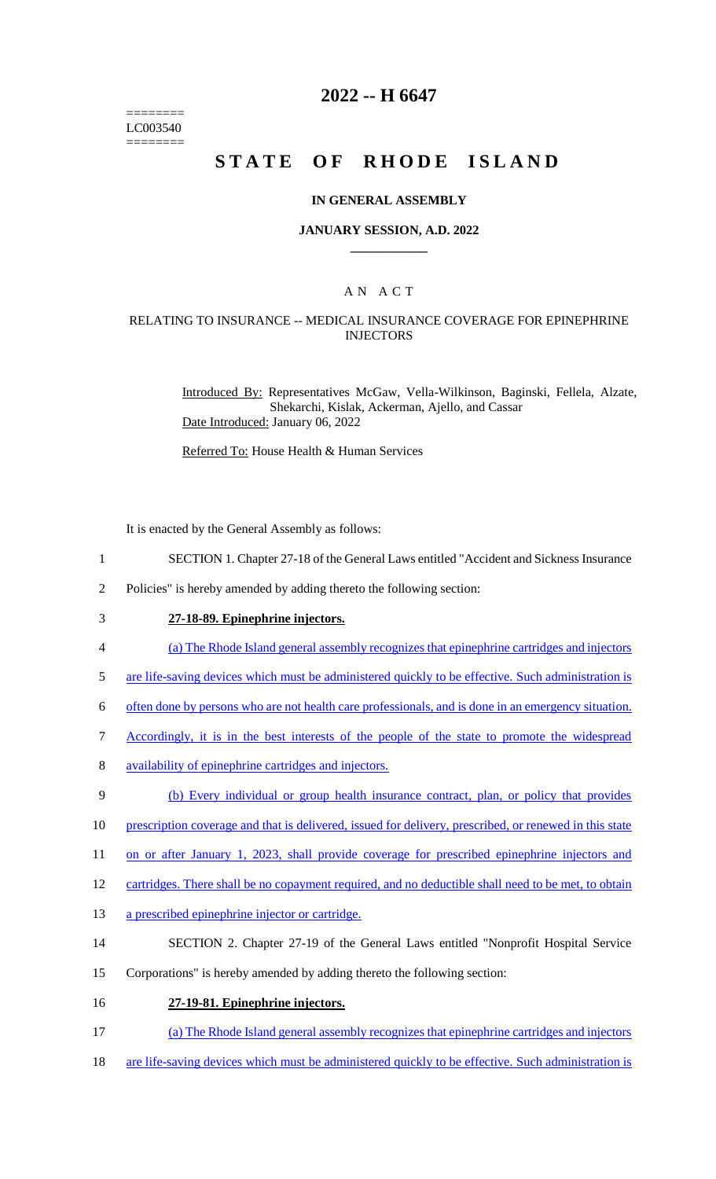========
LC003540
========

# 2022 -- H 6647

# STATE OF RHODE ISLAND

## IN GENERAL ASSEMBLY

### JANUARY SESSION, A.D. 2022

### A N A C T

### RELATING TO INSURANCE -- MEDICAL INSURANCE COVERAGE FOR EPINEPHRINE INJECTORS

Introduced By: Representatives McGaw, Vella-Wilkinson, Baginski, Fellela, Alzate, Shekarchi, Kislak, Ackerman, Ajello, and Cassar

Date Introduced: January 06, 2022

Referred To: House Health & Human Services

It is enacted by the General Assembly as follows:

1 SECTION 1. Chapter 27-18 of the General Laws entitled "Accident and Sickness Insurance
2 Policies" is hereby amended by adding thereto the following section:

3 **27-18-89. Epinephrine injectors.**

4 (a) The Rhode Island general assembly recognizes that epinephrine cartridges and injectors
5 are life-saving devices which must be administered quickly to be effective. Such administration is
6 often done by persons who are not health care professionals, and is done in an emergency situation.
7 Accordingly, it is in the best interests of the people of the state to promote the widespread
8 availability of epinephrine cartridges and injectors.

9 (b) Every individual or group health insurance contract, plan, or policy that provides
10 prescription coverage and that is delivered, issued for delivery, prescribed, or renewed in this state
11 on or after January 1, 2023, shall provide coverage for prescribed epinephrine injectors and
12 cartridges. There shall be no copayment required, and no deductible shall need to be met, to obtain
13 a prescribed epinephrine injector or cartridge.

14 SECTION 2. Chapter 27-19 of the General Laws entitled "Nonprofit Hospital Service
15 Corporations" is hereby amended by adding thereto the following section:

16 **27-19-81. Epinephrine injectors.**

17 (a) The Rhode Island general assembly recognizes that epinephrine cartridges and injectors
18 are life-saving devices which must be administered quickly to be effective. Such administration is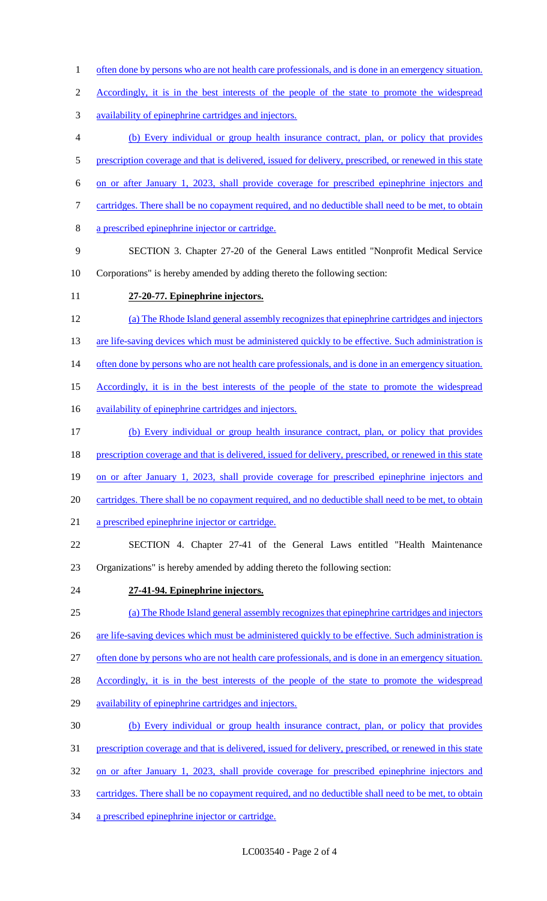often done by persons who are not health care professionals, and is done in an emergency situation. Accordingly, it is in the best interests of the people of the state to promote the widespread availability of epinephrine cartridges and injectors.

(b) Every individual or group health insurance contract, plan, or policy that provides prescription coverage and that is delivered, issued for delivery, prescribed, or renewed in this state on or after January 1, 2023, shall provide coverage for prescribed epinephrine injectors and cartridges. There shall be no copayment required, and no deductible shall need to be met, to obtain a prescribed epinephrine injector or cartridge.

SECTION 3. Chapter 27-20 of the General Laws entitled "Nonprofit Medical Service Corporations" is hereby amended by adding thereto the following section:

**27-20-77. Epinephrine injectors.**

(a) The Rhode Island general assembly recognizes that epinephrine cartridges and injectors are life-saving devices which must be administered quickly to be effective. Such administration is often done by persons who are not health care professionals, and is done in an emergency situation. Accordingly, it is in the best interests of the people of the state to promote the widespread availability of epinephrine cartridges and injectors.

(b) Every individual or group health insurance contract, plan, or policy that provides prescription coverage and that is delivered, issued for delivery, prescribed, or renewed in this state on or after January 1, 2023, shall provide coverage for prescribed epinephrine injectors and cartridges. There shall be no copayment required, and no deductible shall need to be met, to obtain a prescribed epinephrine injector or cartridge.

SECTION 4. Chapter 27-41 of the General Laws entitled "Health Maintenance Organizations" is hereby amended by adding thereto the following section:

**27-41-94. Epinephrine injectors.**

(a) The Rhode Island general assembly recognizes that epinephrine cartridges and injectors are life-saving devices which must be administered quickly to be effective. Such administration is often done by persons who are not health care professionals, and is done in an emergency situation. Accordingly, it is in the best interests of the people of the state to promote the widespread availability of epinephrine cartridges and injectors.

(b) Every individual or group health insurance contract, plan, or policy that provides prescription coverage and that is delivered, issued for delivery, prescribed, or renewed in this state on or after January 1, 2023, shall provide coverage for prescribed epinephrine injectors and cartridges. There shall be no copayment required, and no deductible shall need to be met, to obtain a prescribed epinephrine injector or cartridge.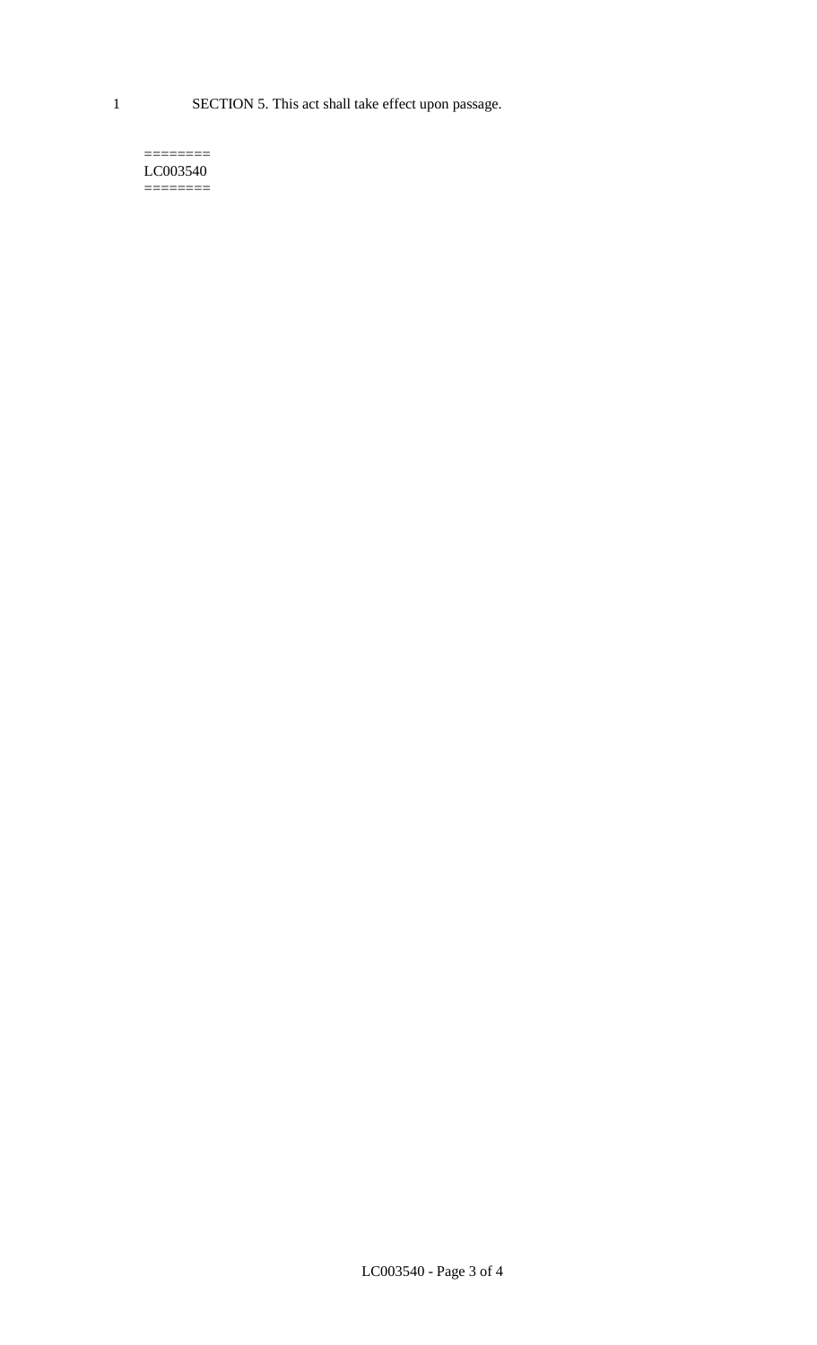SECTION 5. This act shall take effect upon passage.

========
LC003540
========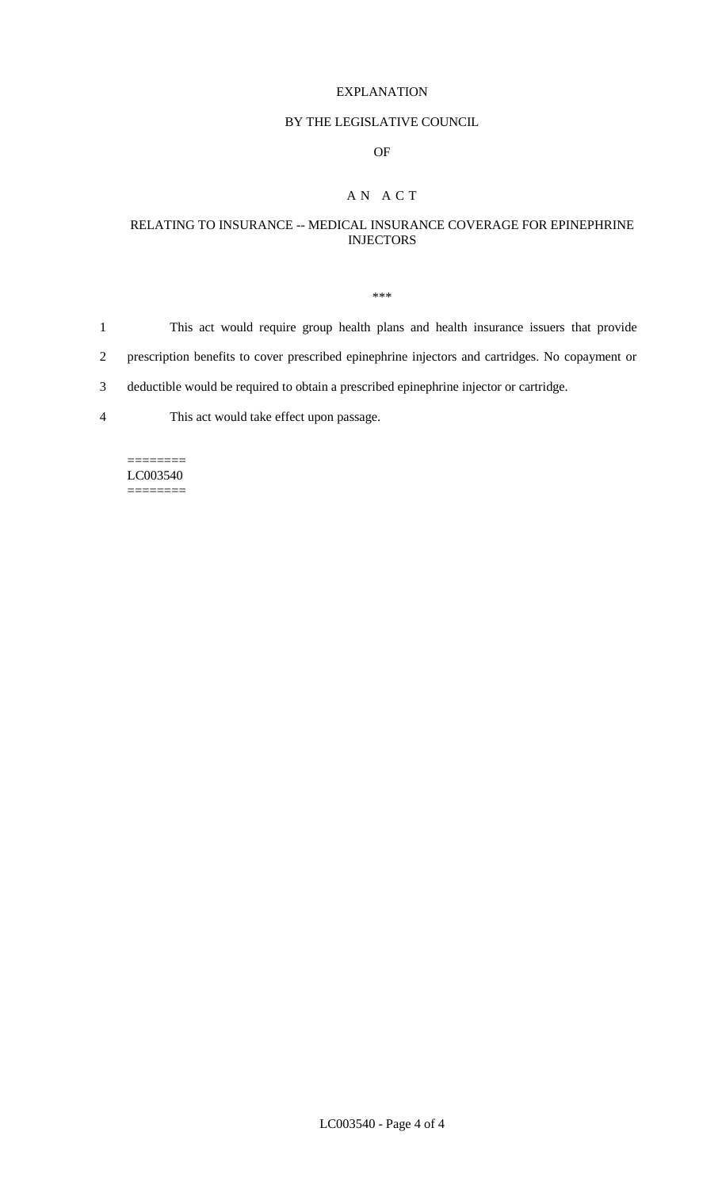EXPLANATION

BY THE LEGISLATIVE COUNCIL

OF

# A N  A C T

RELATING TO INSURANCE -- MEDICAL INSURANCE COVERAGE FOR EPINEPHRINE INJECTORS

\*\*\*

1 This act would require group health plans and health insurance issuers that provide
2 prescription benefits to cover prescribed epinephrine injectors and cartridges. No copayment or
3 deductible would be required to obtain a prescribed epinephrine injector or cartridge.
4 This act would take effect upon passage.

========
LC003540
========